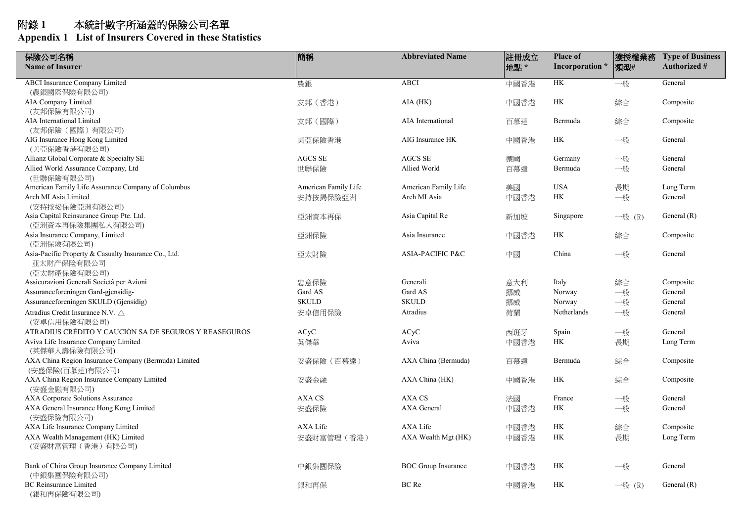# 附錄 1　本統計數字所涵蓋的保險公司名單
# Appendix 1　List of Insurers Covered in these Statistics

| 保險公司名稱<br>Name of Insurer | 簡稱 | Abbreviated Name | 註冊成立地點 * | Place of Incorporation * | 獲授權業務類型# | Type of Business Authorized # |
|---|---|---|---|---|---|---|
| ABCI Insurance Company Limited<br>(農銀國際保險有限公司) | 農銀 | ABCI | 中國香港 | HK | 一般 | General |
| AIA Company Limited<br>(友邦保險有限公司) | 友邦（香港） | AIA (HK) | 中國香港 | HK | 綜合 | Composite |
| AIA International Limited<br>(友邦保險（國際）有限公司) | 友邦（國際） | AIA International | 百慕達 | Bermuda | 綜合 | Composite |
| AIG Insurance Hong Kong Limited<br>(美亞保險香港有限公司) | 美亞保險香港 | AIG Insurance HK | 中國香港 | HK | 一般 | General |
| Allianz Global Corporate & Specialty SE | AGCS SE | AGCS SE | 德國 | Germany | 一般 | General |
| Allied World Assurance Company, Ltd<br>(世聯保險有限公司) | 世聯保險 | Allied World | 百慕達 | Bermuda | 一般 | General |
| American Family Life Assurance Company of Columbus | American Family Life | American Family Life | 美國 | USA | 長期 | Long Term |
| Arch MI Asia Limited<br>(安持按揭保險亞洲有限公司) | 安持按揭保險亞洲 | Arch MI Asia | 中國香港 | HK | 一般 | General |
| Asia Capital Reinsurance Group Pte. Ltd.<br>(亞洲資本再保險集團私人有限公司) | 亞洲資本再保 | Asia Capital Re | 新加坡 | Singapore | 一般 (R) | General (R) |
| Asia Insurance Company, Limited<br>(亞洲保險有限公司) | 亞洲保險 | Asia Insurance | 中國香港 | HK | 綜合 | Composite |
| Asia-Pacific Property & Casualty Insurance Co., Ltd.<br>亚太财产保险有限公司<br>(亞太財產保險有限公司) | 亞太財險 | ASIA-PACIFIC P&C | 中國 | China | 一般 | General |
| Assicurazioni Generali Società per Azioni | 忠意保險 | Generali | 意大利 | Italy | 綜合 | Composite |
| Assuranceforeningen Gard-gjensidig- | Gard AS | Gard AS | 挪威 | Norway | 一般 | General |
| Assuranceforeningen SKULD (Gjensidig) | SKULD | SKULD | 挪威 | Norway | 一般 | General |
| Atradius Credit Insurance N.V. △<br>(安卓信用保險有限公司) | 安卓信用保險 | Atradius | 荷蘭 | Netherlands | 一般 | General |
| ATRADIUS CRÉDITO Y CAUCIÓN SA DE SEGUROS Y REASEGUROS | ACyC | ACyC | 西班牙 | Spain | 一般 | General |
| Aviva Life Insurance Company Limited<br>(英傑華人壽保險有限公司) | 英傑華 | Aviva | 中國香港 | HK | 長期 | Long Term |
| AXA China Region Insurance Company (Bermuda) Limited<br>(安盛保險(百慕達)有限公司) | 安盛保險（百慕達） | AXA China (Bermuda) | 百慕達 | Bermuda | 綜合 | Composite |
| AXA China Region Insurance Company Limited<br>(安盛金融有限公司) | 安盛金融 | AXA China (HK) | 中國香港 | HK | 綜合 | Composite |
| AXA Corporate Solutions Assurance | AXA CS | AXA CS | 法國 | France | 一般 | General |
| AXA General Insurance Hong Kong Limited<br>(安盛保險有限公司) | 安盛保險 | AXA General | 中國香港 | HK | 一般 | General |
| AXA Life Insurance Company Limited | AXA Life | AXA Life | 中國香港 | HK | 綜合 | Composite |
| AXA Wealth Management (HK) Limited<br>(安盛財富管理（香港）有限公司) | 安盛財富管理（香港） | AXA Wealth Mgt (HK) | 中國香港 | HK | 長期 | Long Term |
| Bank of China Group Insurance Company Limited<br>(中銀集團保險有限公司) | 中銀集團保險 | BOC Group Insurance | 中國香港 | HK | 一般 | General |
| BC Reinsurance Limited<br>(銀和再保險有限公司) | 銀和再保 | BC Re | 中國香港 | HK | 一般 (R) | General (R) |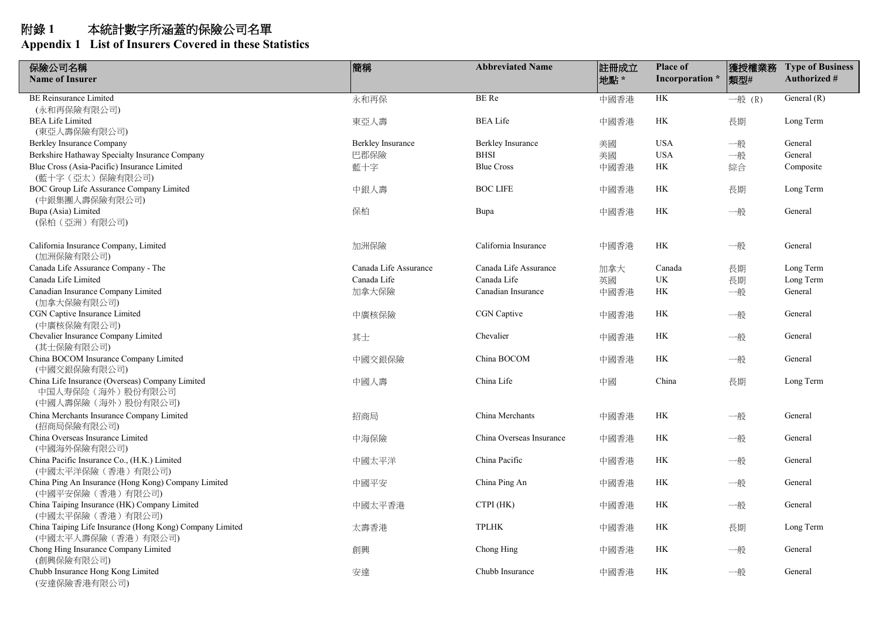# 附錄 1　本統計數字所涵蓋的保險公司名單
## Appendix 1　List of Insurers Covered in these Statistics

| 保險公司名稱<br>Name of Insurer | 簡稱 | Abbreviated Name | 註冊成立地點 * | Place of Incorporation * | 獲授權業務類型# | Type of Business Authorized # |
|---|---|---|---|---|---|---|
| BE Reinsurance Limited<br>(永和再保險有限公司) | 永和再保 | BE Re | 中國香港 | HK | 一般 (R) | General (R) |
| BEA Life Limited<br>(東亞人壽保險有限公司) | 東亞人壽 | BEA Life | 中國香港 | HK | 長期 | Long Term |
| Berkley Insurance Company | Berkley Insurance | Berkley Insurance | 美國 | USA | 一般 | General |
| Berkshire Hathaway Specialty Insurance Company | 巴郡保險 | BHSI | 美國 | USA | 一般 | General |
| Blue Cross (Asia-Pacific) Insurance Limited<br>(藍十字（亞太）保險有限公司) | 藍十字 | Blue Cross | 中國香港 | HK | 綜合 | Composite |
| BOC Group Life Assurance Company Limited<br>(中銀集團人壽保險有限公司) | 中銀人壽 | BOC LIFE | 中國香港 | HK | 長期 | Long Term |
| Bupa (Asia) Limited<br>(保柏（亞洲）有限公司) | 保柏 | Bupa | 中國香港 | HK | 一般 | General |
| California Insurance Company, Limited<br>(加洲保險有限公司) | 加洲保險 | California Insurance | 中國香港 | HK | 一般 | General |
| Canada Life Assurance Company - The | Canada Life Assurance | Canada Life Assurance | 加拿大 | Canada | 長期 | Long Term |
| Canada Life Limited | Canada Life | Canada Life | 英國 | UK | 長期 | Long Term |
| Canadian Insurance Company Limited<br>(加拿大保險有限公司) | 加拿大保險 | Canadian Insurance | 中國香港 | HK | 一般 | General |
| CGN Captive Insurance Limited<br>(中廣核保險有限公司) | 中廣核保險 | CGN Captive | 中國香港 | HK | 一般 | General |
| Chevalier Insurance Company Limited<br>(其士保險有限公司) | 其士 | Chevalier | 中國香港 | HK | 一般 | General |
| China BOCOM Insurance Company Limited<br>(中國交銀保險有限公司) | 中國交銀保險 | China BOCOM | 中國香港 | HK | 一般 | General |
| China Life Insurance (Overseas) Company Limited<br>中国人寿保险（海外）股份有限公司<br>(中國人壽保險（海外）股份有限公司) | 中國人壽 | China Life | 中國 | China | 長期 | Long Term |
| China Merchants Insurance Company Limited<br>(招商局保險有限公司) | 招商局 | China Merchants | 中國香港 | HK | 一般 | General |
| China Overseas Insurance Limited<br>(中國海外保險有限公司) | 中海保險 | China Overseas Insurance | 中國香港 | HK | 一般 | General |
| China Pacific Insurance Co., (H.K.) Limited<br>(中國太平洋保險（香港）有限公司) | 中國太平洋 | China Pacific | 中國香港 | HK | 一般 | General |
| China Ping An Insurance (Hong Kong) Company Limited<br>(中國平安保險（香港）有限公司) | 中國平安 | China Ping An | 中國香港 | HK | 一般 | General |
| China Taiping Insurance (HK) Company Limited<br>(中國太平保險（香港）有限公司) | 中國太平香港 | CTPI (HK) | 中國香港 | HK | 一般 | General |
| China Taiping Life Insurance (Hong Kong) Company Limited<br>(中國太平人壽保險（香港）有限公司) | 太壽香港 | TPLHK | 中國香港 | HK | 長期 | Long Term |
| Chong Hing Insurance Company Limited<br>(創興保險有限公司) | 創興 | Chong Hing | 中國香港 | HK | 一般 | General |
| Chubb Insurance Hong Kong Limited<br>(安達保險香港有限公司) | 安達 | Chubb Insurance | 中國香港 | HK | 一般 | General |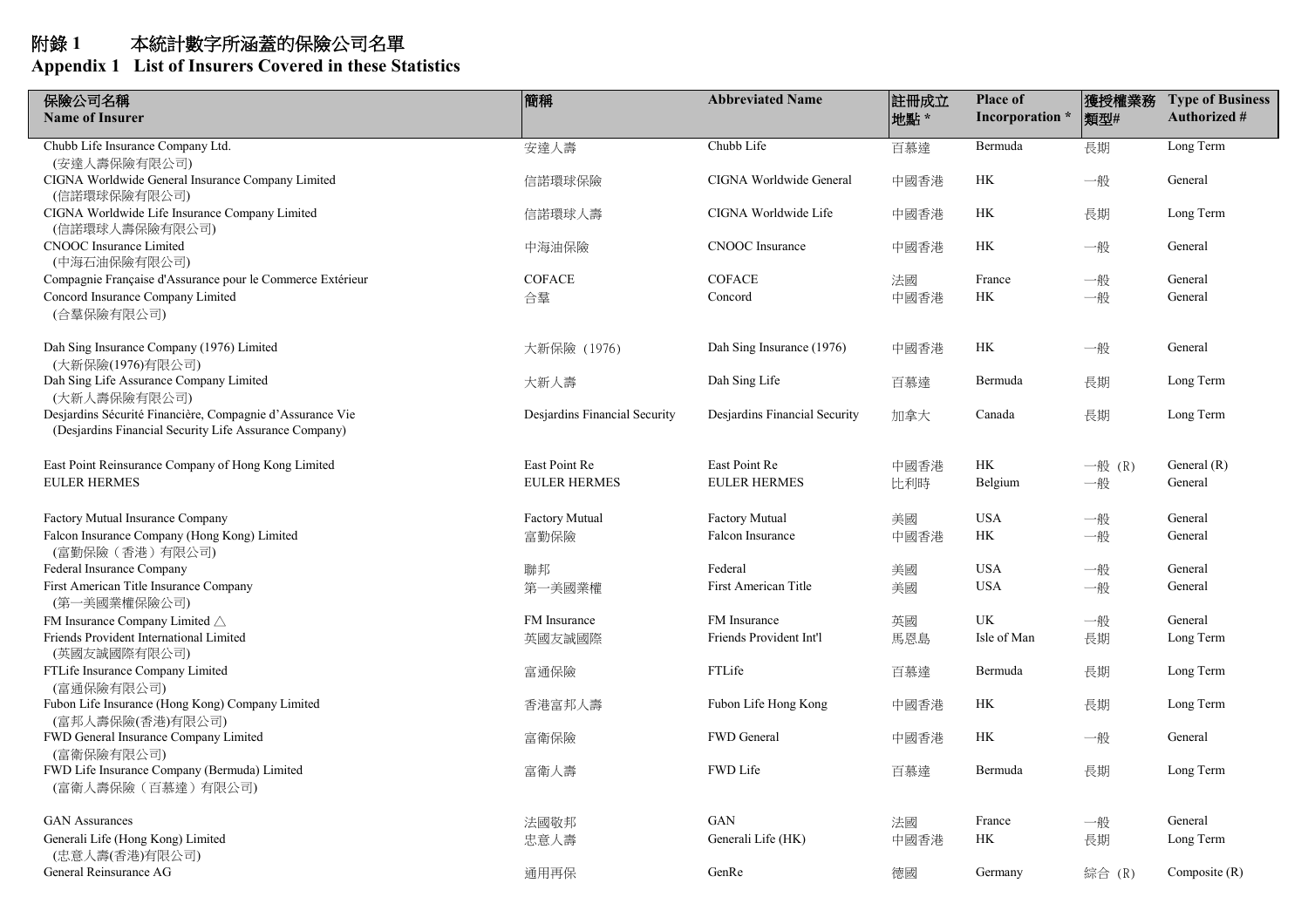# 附錄 1 本統計數字所涵蓋的保險公司名單
## Appendix 1 List of Insurers Covered in these Statistics

| 保險公司名稱<br>Name of Insurer | 簡稱 | Abbreviated Name | 註冊成立地點 * | Place of Incorporation * | 獲授權業務類型# | Type of Business Authorized # |
|---|---|---|---|---|---|---|
| Chubb Life Insurance Company Ltd.<br>(安達人壽保險有限公司) | 安達人壽 | Chubb Life | 百慕達 | Bermuda | 長期 | Long Term |
| CIGNA Worldwide General Insurance Company Limited<br>(信諾環球保險有限公司) | 信諾環球保險 | CIGNA Worldwide General | 中國香港 | HK | 一般 | General |
| CIGNA Worldwide Life Insurance Company Limited<br>(信諾環球人壽保險有限公司) | 信諾環球人壽 | CIGNA Worldwide Life | 中國香港 | HK | 長期 | Long Term |
| CNOOC Insurance Limited<br>(中海石油保險有限公司) | 中海油保險 | CNOOC Insurance | 中國香港 | HK | 一般 | General |
| Compagnie Française d'Assurance pour le Commerce Extérieur | COFACE | COFACE | 法國 | France | 一般 | General |
| Concord Insurance Company Limited<br>(合羣保險有限公司) | 合羣 | Concord | 中國香港 | HK | 一般 | General |
| Dah Sing Insurance Company (1976) Limited<br>(大新保險(1976)有限公司) | 大新保險（1976） | Dah Sing Insurance (1976) | 中國香港 | HK | 一般 | General |
| Dah Sing Life Assurance Company Limited<br>(大新人壽保險有限公司) | 大新人壽 | Dah Sing Life | 百慕達 | Bermuda | 長期 | Long Term |
| Desjardins Sécurité Financière, Compagnie d'Assurance Vie<br>(Desjardins Financial Security Life Assurance Company) | Desjardins Financial Security | Desjardins Financial Security | 加拿大 | Canada | 長期 | Long Term |
| East Point Reinsurance Company of Hong Kong Limited | East Point Re | East Point Re | 中國香港 | HK | 一般 (R) | General (R) |
| EULER HERMES | EULER HERMES | EULER HERMES | 比利時 | Belgium | 一般 | General |
| Factory Mutual Insurance Company | Factory Mutual | Factory Mutual | 美國 | USA | 一般 | General |
| Falcon Insurance Company (Hong Kong) Limited<br>(富勤保險（香港）有限公司) | 富勤保險 | Falcon Insurance | 中國香港 | HK | 一般 | General |
| Federal Insurance Company | 聯邦 | Federal | 美國 | USA | 一般 | General |
| First American Title Insurance Company<br>(第一美國業權保險公司) | 第一美國業權 | First American Title | 美國 | USA | 一般 | General |
| FM Insurance Company Limited △ | FM Insurance | FM Insurance | 英國 | UK | 一般 | General |
| Friends Provident International Limited<br>(英國友誠國際有限公司) | 英國友誠國際 | Friends Provident Int'l | 馬恩島 | Isle of Man | 長期 | Long Term |
| FTLife Insurance Company Limited<br>(富通保險有限公司) | 富通保險 | FTLife | 百慕達 | Bermuda | 長期 | Long Term |
| Fubon Life Insurance (Hong Kong) Company Limited<br>(富邦人壽保險(香港)有限公司) | 香港富邦人壽 | Fubon Life Hong Kong | 中國香港 | HK | 長期 | Long Term |
| FWD General Insurance Company Limited<br>(富衛保險有限公司) | 富衛保險 | FWD General | 中國香港 | HK | 一般 | General |
| FWD Life Insurance Company (Bermuda) Limited<br>(富衛人壽保險（百慕達）有限公司) | 富衛人壽 | FWD Life | 百慕達 | Bermuda | 長期 | Long Term |
| GAN Assurances | 法國敬邦 | GAN | 法國 | France | 一般 | General |
| Generali Life (Hong Kong) Limited<br>(忠意人壽(香港)有限公司) | 忠意人壽 | Generali Life (HK) | 中國香港 | HK | 長期 | Long Term |
| General Reinsurance AG | 通用再保 | GenRe | 德國 | Germany | 綜合 (R) | Composite (R) |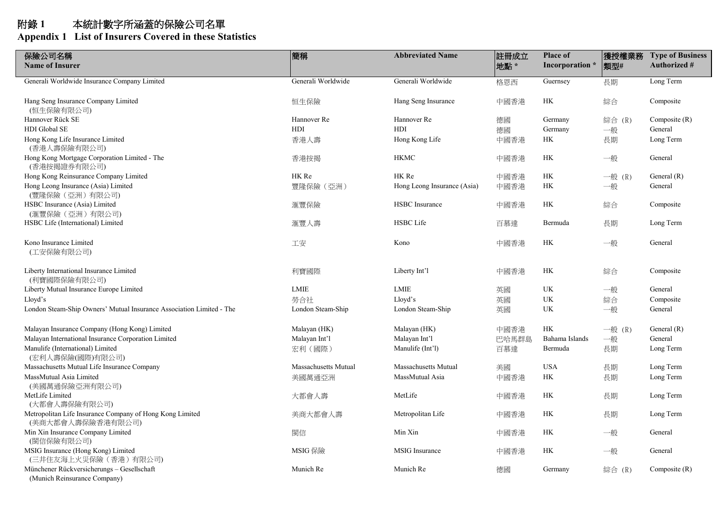# 附錄 1　本統計數字所涵蓋的保險公司名單
## Appendix 1 List of Insurers Covered in these Statistics

| 保險公司名稱<br>Name of Insurer | 簡稱 | Abbreviated Name | 註冊成立地點 * | Place of Incorporation * | 獲授權業務類型# | Type of Business Authorized # |
|---|---|---|---|---|---|---|
| Generali Worldwide Insurance Company Limited | Generali Worldwide | Generali Worldwide | 格恩西 | Guernsey | 長期 | Long Term |
| Hang Seng Insurance Company Limited<br>(恒生保險有限公司) | 恒生保險 | Hang Seng Insurance | 中國香港 | HK | 綜合 | Composite |
| Hannover Rück SE | Hannover Re | Hannover Re | 德國 | Germany | 綜合 (R) | Composite (R) |
| HDI Global SE | HDI | HDI | 德國 | Germany | 一般 | General |
| Hong Kong Life Insurance Limited<br>(香港人壽保險有限公司) | 香港人壽 | Hong Kong Life | 中國香港 | HK | 長期 | Long Term |
| Hong Kong Mortgage Corporation Limited - The<br>(香港按揭證券有限公司) | 香港按揭 | HKMC | 中國香港 | HK | 一般 | General |
| Hong Kong Reinsurance Company Limited | HK Re | HK Re | 中國香港 | HK | 一般 (R) | General (R) |
| Hong Leong Insurance (Asia) Limited<br>(豐隆保險（亞洲）有限公司) | 豐隆保險（亞洲） | Hong Leong Insurance (Asia) | 中國香港 | HK | 一般 | General |
| HSBC Insurance (Asia) Limited<br>(滙豐保險（亞洲）有限公司) | 滙豐保險 | HSBC Insurance | 中國香港 | HK | 綜合 | Composite |
| HSBC Life (International) Limited | 滙豐人壽 | HSBC Life | 百慕達 | Bermuda | 長期 | Long Term |
| Kono Insurance Limited<br>(工安保險有限公司) | 工安 | Kono | 中國香港 | HK | 一般 | General |
| Liberty International Insurance Limited<br>(利寶國際保險有限公司) | 利寶國際 | Liberty Int'l | 中國香港 | HK | 綜合 | Composite |
| Liberty Mutual Insurance Europe Limited | LMIE | LMIE | 英國 | UK | 一般 | General |
| Lloyd's | 勞合社 | Lloyd's | 英國 | UK | 綜合 | Composite |
| London Steam-Ship Owners' Mutual Insurance Association Limited - The | London Steam-Ship | London Steam-Ship | 英國 | UK | 一般 | General |
| Malayan Insurance Company (Hong Kong) Limited | Malayan (HK) | Malayan (HK) | 中國香港 | HK | 一般 (R) | General (R) |
| Malayan International Insurance Corporation Limited | Malayan Int'l | Malayan Int'l | 巴哈馬群島 | Bahama Islands | 一般 | General |
| Manulife (International) Limited<br>(宏利人壽保險(國際)有限公司) | 宏利（國際） | Manulife (Int'l) | 百慕達 | Bermuda | 長期 | Long Term |
| Massachusetts Mutual Life Insurance Company | Massachusetts Mutual | Massachusetts Mutual | 美國 | USA | 長期 | Long Term |
| MassMutual Asia Limited<br>(美國萬通保險亞洲有限公司) | 美國萬通亞洲 | MassMutual Asia | 中國香港 | HK | 長期 | Long Term |
| MetLife Limited<br>(大都會人壽保險有限公司) | 大都會人壽 | MetLife | 中國香港 | HK | 長期 | Long Term |
| Metropolitan Life Insurance Company of Hong Kong Limited<br>(美商大都會人壽保險香港有限公司) | 美商大都會人壽 | Metropolitan Life | 中國香港 | HK | 長期 | Long Term |
| Min Xin Insurance Company Limited<br>(閩信保險有限公司) | 閩信 | Min Xin | 中國香港 | HK | 一般 | General |
| MSIG Insurance (Hong Kong) Limited<br>(三井住友海上火災保險（香港）有限公司) | MSIG 保險 | MSIG Insurance | 中國香港 | HK | 一般 | General |
| Münchener Rückversicherungs – Gesellschaft<br>(Munich Reinsurance Company) | Munich Re | Munich Re | 德國 | Germany | 綜合 (R) | Composite (R) |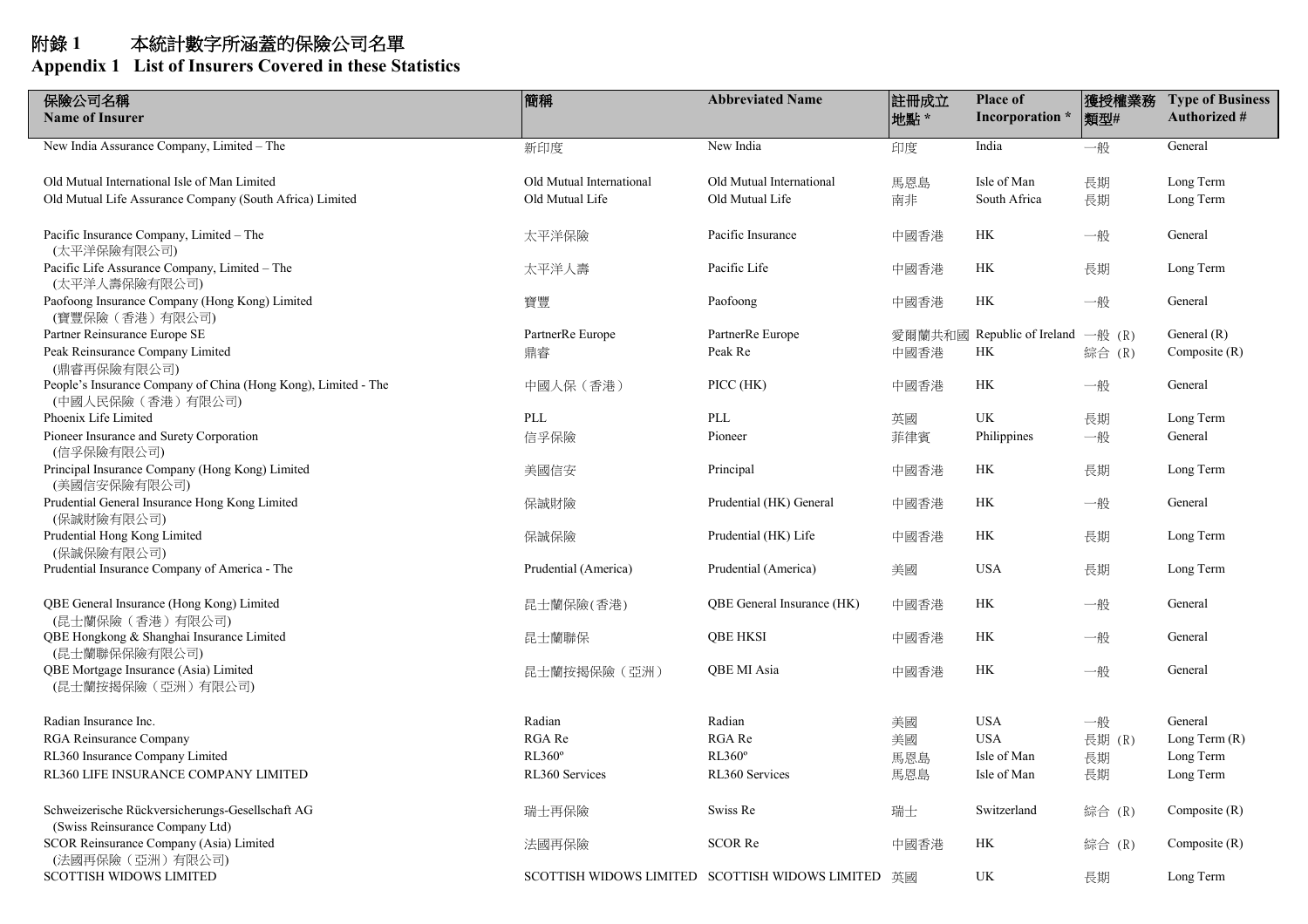# 附錄 1　本統計數字所涵蓋的保險公司名單
## Appendix 1 List of Insurers Covered in these Statistics

| 保險公司名稱 Name of Insurer | 簡稱 | Abbreviated Name | 註冊成立地點 * | Place of Incorporation * | 獲授權業務類型# | Type of Business Authorized # |
|---|---|---|---|---|---|---|
| New India Assurance Company, Limited – The | 新印度 | New India | 印度 | India | 一般 | General |
| Old Mutual International Isle of Man Limited | Old Mutual International | Old Mutual International | 馬恩島 | Isle of Man | 長期 | Long Term |
| Old Mutual Life Assurance Company (South Africa) Limited | Old Mutual Life | Old Mutual Life | 南非 | South Africa | 長期 | Long Term |
| Pacific Insurance Company, Limited – The (太平洋保險有限公司) | 太平洋保險 | Pacific Insurance | 中國香港 | HK | 一般 | General |
| Pacific Life Assurance Company, Limited – The (太平洋人壽保險有限公司) | 太平洋人壽 | Pacific Life | 中國香港 | HK | 長期 | Long Term |
| Paofoong Insurance Company (Hong Kong) Limited (寶豐保險（香港）有限公司) | 寶豐 | Paofoong | 中國香港 | HK | 一般 | General |
| Partner Reinsurance Europe SE | PartnerRe Europe | PartnerRe Europe | 愛爾蘭共和國 | Republic of Ireland | 一般 (R) | General (R) |
| Peak Reinsurance Company Limited (鼎睿再保險有限公司) | 鼎睿 | Peak Re | 中國香港 | HK | 綜合 (R) | Composite (R) |
| People's Insurance Company of China (Hong Kong), Limited - The (中國人民保險（香港）有限公司) | 中國人保（香港） | PICC (HK) | 中國香港 | HK | 一般 | General |
| Phoenix Life Limited | PLL | PLL | 英國 | UK | 長期 | Long Term |
| Pioneer Insurance and Surety Corporation (信孚保險有限公司) | 信孚保險 | Pioneer | 菲律賓 | Philippines | 一般 | General |
| Principal Insurance Company (Hong Kong) Limited (美國信安保險有限公司) | 美國信安 | Principal | 中國香港 | HK | 長期 | Long Term |
| Prudential General Insurance Hong Kong Limited (保誠財險有限公司) | 保誠財險 | Prudential (HK) General | 中國香港 | HK | 一般 | General |
| Prudential Hong Kong Limited (保誠保險有限公司) | 保誠保險 | Prudential (HK) Life | 中國香港 | HK | 長期 | Long Term |
| Prudential Insurance Company of America - The | Prudential (America) | Prudential (America) | 美國 | USA | 長期 | Long Term |
| QBE General Insurance (Hong Kong) Limited (昆士蘭保險（香港）有限公司) | 昆士蘭保險(香港) | QBE General Insurance (HK) | 中國香港 | HK | 一般 | General |
| QBE Hongkong & Shanghai Insurance Limited (昆士蘭聯保保險有限公司) | 昆士蘭聯保 | QBE HKSI | 中國香港 | HK | 一般 | General |
| QBE Mortgage Insurance (Asia) Limited (昆士蘭按揭保險（亞洲）有限公司) | 昆士蘭按揭保險（亞洲） | QBE MI Asia | 中國香港 | HK | 一般 | General |
| Radian Insurance Inc. | Radian | Radian | 美國 | USA | 一般 | General |
| RGA Reinsurance Company | RGA Re | RGA Re | 美國 | USA | 長期 (R) | Long Term (R) |
| RL360 Insurance Company Limited | RL360º | RL360º | 馬恩島 | Isle of Man | 長期 | Long Term |
| RL360 LIFE INSURANCE COMPANY LIMITED | RL360 Services | RL360 Services | 馬恩島 | Isle of Man | 長期 | Long Term |
| Schweizerische Rückversicherungs-Gesellschaft AG (Swiss Reinsurance Company Ltd) | 瑞士再保險 | Swiss Re | 瑞士 | Switzerland | 綜合 (R) | Composite (R) |
| SCOR Reinsurance Company (Asia) Limited (法國再保險（亞洲）有限公司) | 法國再保險 | SCOR Re | 中國香港 | HK | 綜合 (R) | Composite (R) |
| SCOTTISH WIDOWS LIMITED | SCOTTISH WIDOWS LIMITED | SCOTTISH WIDOWS LIMITED | 英國 | UK | 長期 | Long Term |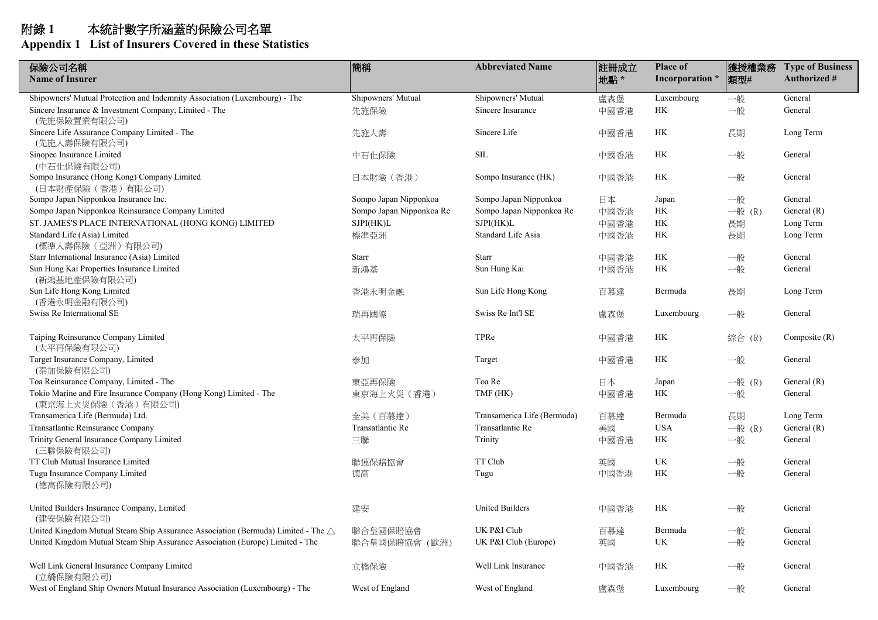# 附錄 1　本統計數字所涵蓋的保險公司名單
## Appendix 1　List of Insurers Covered in these Statistics

| 保險公司名稱 Name of Insurer | 簡稱 | Abbreviated Name | 註冊成立地點 * | Place of Incorporation * | 獲授權業務類型# | Type of Business Authorized # |
|---|---|---|---|---|---|---|
| Shipowners' Mutual Protection and Indemnity Association (Luxembourg) - The | Shipowners' Mutual | Shipowners' Mutual | 盧森堡 | Luxembourg | 一般 | General |
| Sincere Insurance & Investment Company, Limited - The (先施保險置業有限公司) | 先施保險 | Sincere Insurance | 中國香港 | HK | 一般 | General |
| Sincere Life Assurance Company Limited - The (先施人壽保險有限公司) | 先施人壽 | Sincere Life | 中國香港 | HK | 長期 | Long Term |
| Sinopec Insurance Limited (中石化保險有限公司) | 中石化保險 | SIL | 中國香港 | HK | 一般 | General |
| Sompo Insurance (Hong Kong) Company Limited (日本財產保險（香港）有限公司) | 日本財險（香港） | Sompo Insurance (HK) | 中國香港 | HK | 一般 | General |
| Sompo Japan Nipponkoa Insurance Inc. | Sompo Japan Nipponkoa | Sompo Japan Nipponkoa | 日本 | Japan | 一般 | General |
| Sompo Japan Nipponkoa Reinsurance Company Limited | Sompo Japan Nipponkoa Re | Sompo Japan Nipponkoa Re | 中國香港 | HK | 一般 (R) | General (R) |
| ST. JAMES'S PLACE INTERNATIONAL (HONG KONG) LIMITED | SJPI(HK)L | SJPI(HK)L | 中國香港 | HK | 長期 | Long Term |
| Standard Life (Asia) Limited (標準人壽保險（亞洲）有限公司) | 標準亞洲 | Standard Life Asia | 中國香港 | HK | 長期 | Long Term |
| Starr International Insurance (Asia) Limited | Starr | Starr | 中國香港 | HK | 一般 | General |
| Sun Hung Kai Properties Insurance Limited (新鴻基地產保險有限公司) | 新鴻基 | Sun Hung Kai | 中國香港 | HK | 一般 | General |
| Sun Life Hong Kong Limited (香港永明金融有限公司) | 香港永明金融 | Sun Life Hong Kong | 百慕達 | Bermuda | 長期 | Long Term |
| Swiss Re International SE | 瑞再國際 | Swiss Re Int'l SE | 盧森堡 | Luxembourg | 一般 | General |
| Taiping Reinsurance Company Limited (太平再保險有限公司) | 太平再保險 | TPRe | 中國香港 | HK | 綜合 (R) | Composite (R) |
| Target Insurance Company, Limited (泰加保險有限公司) | 泰加 | Target | 中國香港 | HK | 一般 | General |
| Toa Reinsurance Company, Limited - The | 東亞再保險 | Toa Re | 日本 | Japan | 一般 (R) | General (R) |
| Tokio Marine and Fire Insurance Company (Hong Kong) Limited - The (東京海上火災保險（香港）有限公司) | 東京海上火災（香港） | TMF (HK) | 中國香港 | HK | 一般 | General |
| Transamerica Life (Bermuda) Ltd. | 全美（百慕達） | Transamerica Life (Bermuda) | 百慕達 | Bermuda | 長期 | Long Term |
| Transatlantic Reinsurance Company | Transatlantic Re | Transatlantic Re | 美國 | USA | 一般 (R) | General (R) |
| Trinity General Insurance Company Limited (三聯保險有限公司) | 三聯 | Trinity | 中國香港 | HK | 一般 | General |
| TT Club Mutual Insurance Limited | 聯運保賠協會 | TT Club | 英國 | UK | 一般 | General |
| Tugu Insurance Company Limited (德高保險有限公司) | 德高 | Tugu | 中國香港 | HK | 一般 | General |
| United Builders Insurance Company, Limited (建安保險有限公司) | 建安 | United Builders | 中國香港 | HK | 一般 | General |
| United Kingdom Mutual Steam Ship Assurance Association (Bermuda) Limited - The △ | 聯合皇國保賠協會 | UK P&I Club | 百慕達 | Bermuda | 一般 | General |
| United Kingdom Mutual Steam Ship Assurance Association (Europe) Limited - The | 聯合皇國保賠協會 (歐洲) | UK P&I Club (Europe) | 英國 | UK | 一般 | General |
| Well Link General Insurance Company Limited (立橋保險有限公司) | 立橋保險 | Well Link Insurance | 中國香港 | HK | 一般 | General |
| West of England Ship Owners Mutual Insurance Association (Luxembourg) - The | West of England | West of England | 盧森堡 | Luxembourg | 一般 | General |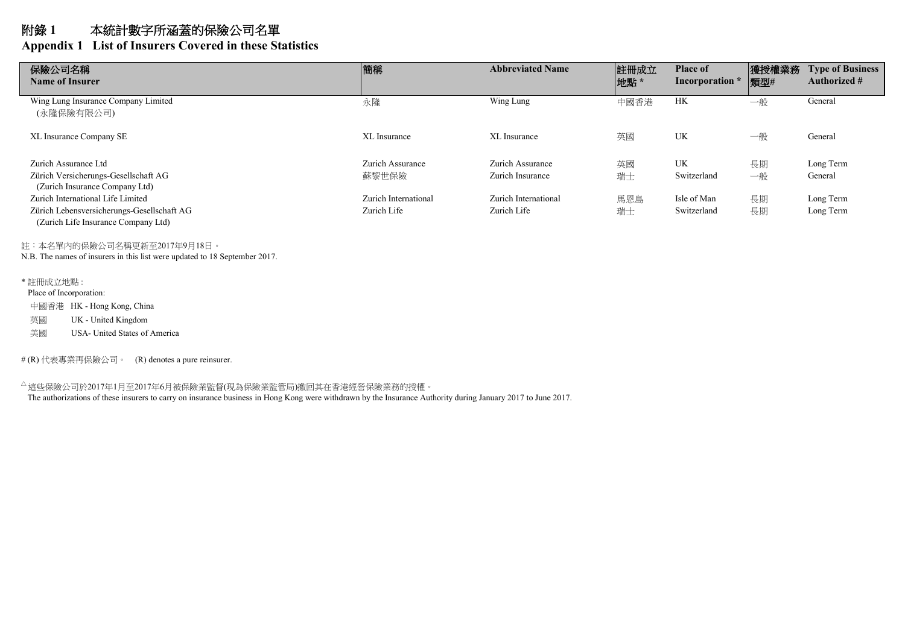# 附錄 1　　本統計數字所涵蓋的保險公司名單

## Appendix 1　List of Insurers Covered in these Statistics

| 保險公司名稱<br>Name of Insurer | 簡稱 | Abbreviated Name | 註冊成立地點 * | Place of Incorporation * | 獲授權業務類型# | Type of Business Authorized # |
|---|---|---|---|---|---|---|
| Wing Lung Insurance Company Limited<br>(永隆保險有限公司) | 永隆 | Wing Lung | 中國香港 | HK | 一般 | General |
| XL Insurance Company SE | XL Insurance | XL Insurance | 英國 | UK | 一般 | General |
| Zurich Assurance Ltd | Zurich Assurance | Zurich Assurance | 英國 | UK | 長期 | Long Term |
| Zürich Versicherungs-Gesellschaft AG<br>(Zurich Insurance Company Ltd) | 蘇黎世保險 | Zurich Insurance | 瑞士 | Switzerland | 一般 | General |
| Zurich International Life Limited | Zurich International | Zurich International | 馬恩島 | Isle of Man | 長期 | Long Term |
| Zürich Lebensversicherungs-Gesellschaft AG<br>(Zurich Life Insurance Company Ltd) | Zurich Life | Zurich Life | 瑞士 | Switzerland | 長期 | Long Term |

註：本名單內的保險公司名稱更新至2017年9月18日。
N.B. The names of insurers in this list were updated to 18 September 2017.

* 註冊成立地點 :
Place of Incorporation:

中國香港　HK - Hong Kong, China
英國　UK - United Kingdom
美國　USA- United States of America

# (R) 代表專業再保險公司。　(R) denotes a pure reinsurer.

△ 這些保險公司於2017年1月至2017年6月被保險業監督(現為保險業監管局)撤回其在香港經營保險業務的授權。
The authorizations of these insurers to carry on insurance business in Hong Kong were withdrawn by the Insurance Authority during January 2017 to June 2017.